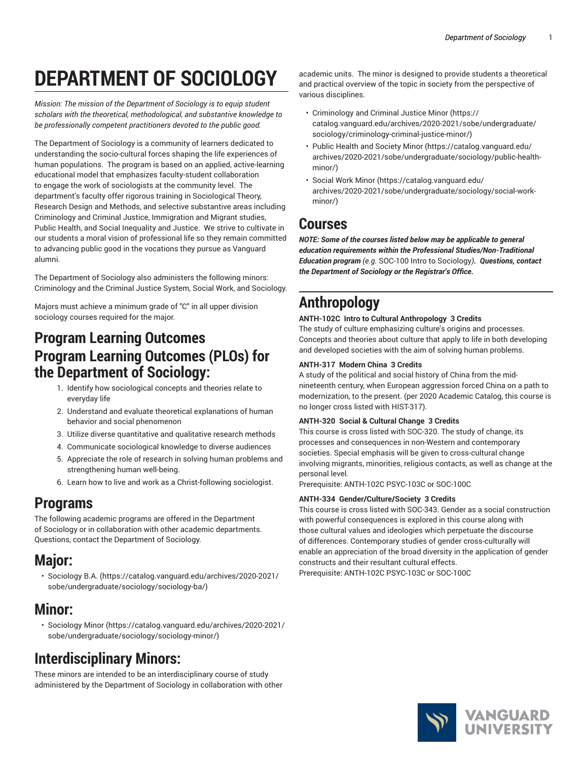# DEPARTMENT OF SOCIOLOGY

*Mission: The mission of the Department of Sociology is to equip student scholars with the theoretical, methodological, and substantive knowledge to be professionally competent practitioners devoted to the public good.*

The Department of Sociology is a community of learners dedicated to understanding the socio-cultural forces shaping the life experiences of human populations. The program is based on an applied, active-learning educational model that emphasizes faculty-student collaboration to engage the work of sociologists at the community level. The department's faculty offer rigorous training in Sociological Theory, Research Design and Methods, and selective substantive areas including Criminology and Criminal Justice, Immigration and Migrant studies, Public Health, and Social Inequality and Justice. We strive to cultivate in our students a moral vision of professional life so they remain committed to advancing public good in the vocations they pursue as Vanguard alumni.

The Department of Sociology also administers the following minors: Criminology and the Criminal Justice System, Social Work, and Sociology.

Majors must achieve a minimum grade of "C" in all upper division sociology courses required for the major.

## Program Learning Outcomes

## Program Learning Outcomes (PLOs) for the Department of Sociology:

1. Identify how sociological concepts and theories relate to everyday life
2. Understand and evaluate theoretical explanations of human behavior and social phenomenon
3. Utilize diverse quantitative and qualitative research methods
4. Communicate sociological knowledge to diverse audiences
5. Appreciate the role of research in solving human problems and strengthening human well-being.
6. Learn how to live and work as a Christ-following sociologist.

## Programs

The following academic programs are offered in the Department of Sociology or in collaboration with other academic departments. Questions, contact the Department of Sociology.

## Major:

- Sociology B.A. (https://catalog.vanguard.edu/archives/2020-2021/sobe/undergraduate/sociology/sociology-ba/)

## Minor:

- Sociology Minor (https://catalog.vanguard.edu/archives/2020-2021/sobe/undergraduate/sociology/sociology-minor/)

## Interdisciplinary Minors:

These minors are intended to be an interdisciplinary course of study administered by the Department of Sociology in collaboration with other academic units. The minor is designed to provide students a theoretical and practical overview of the topic in society from the perspective of various disciplines.

- Criminology and Criminal Justice Minor (https://catalog.vanguard.edu/archives/2020-2021/sobe/undergraduate/sociology/criminology-criminal-justice-minor/)
- Public Health and Society Minor (https://catalog.vanguard.edu/archives/2020-2021/sobe/undergraduate/sociology/public-health-minor/)
- Social Work Minor (https://catalog.vanguard.edu/archives/2020-2021/sobe/undergraduate/sociology/social-work-minor/)

## Courses

***NOTE: Some of the courses listed below may be applicable to general education requirements within the Professional Studies/Non-Traditional Education program** (e.g.* SOC-100 Intro to Sociology*). **Questions, contact the Department of Sociology or the Registrar's Office.***

## Anthropology

**ANTH-102C Intro to Cultural Anthropology 3 Credits**

The study of culture emphasizing culture's origins and processes. Concepts and theories about culture that apply to life in both developing and developed societies with the aim of solving human problems.

**ANTH-317 Modern China 3 Credits**

A study of the political and social history of China from the mid-nineteenth century, when European aggression forced China on a path to modernization, to the present. (per 2020 Academic Catalog, this course is no longer cross listed with HIST-317).

**ANTH-320 Social & Cultural Change 3 Credits**

This course is cross listed with SOC-320. The study of change, its processes and consequences in non-Western and contemporary societies. Special emphasis will be given to cross-cultural change involving migrants, minorities, religious contacts, as well as change at the personal level.

Prerequisite: ANTH-102C PSYC-103C or SOC-100C

**ANTH-334 Gender/Culture/Society 3 Credits**

This course is cross listed with SOC-343. Gender as a social construction with powerful consequences is explored in this course along with those cultural values and ideologies which perpetuate the discourse of differences. Contemporary studies of gender cross-culturally will enable an appreciation of the broad diversity in the application of gender constructs and their resultant cultural effects.

Prerequisite: ANTH-102C PSYC-103C or SOC-100C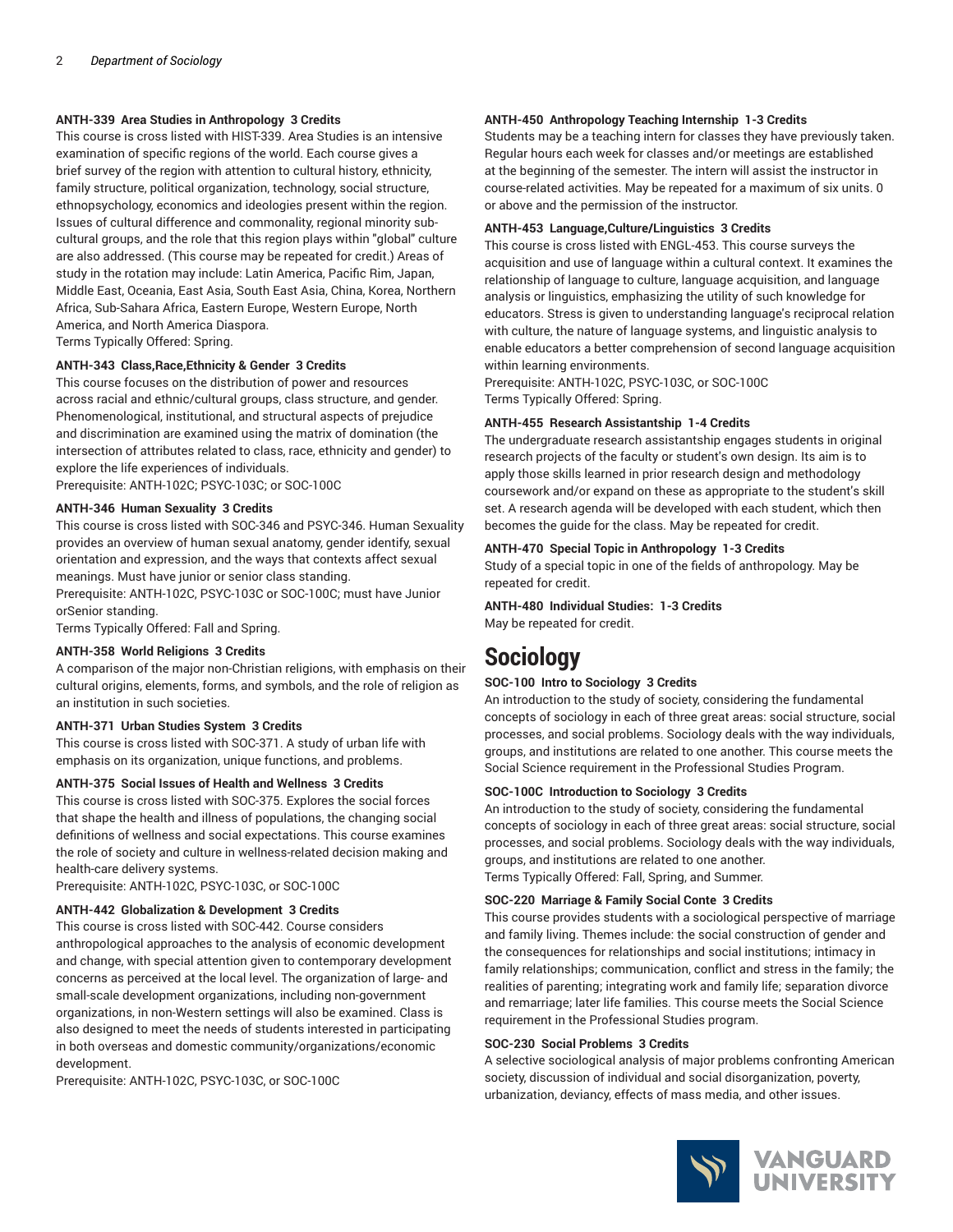**ANTH-339 Area Studies in Anthropology 3 Credits**

This course is cross listed with HIST-339. Area Studies is an intensive examination of specific regions of the world. Each course gives a brief survey of the region with attention to cultural history, ethnicity, family structure, political organization, technology, social structure, ethnopsychology, economics and ideologies present within the region. Issues of cultural difference and commonality, regional minority sub-cultural groups, and the role that this region plays within "global" culture are also addressed. (This course may be repeated for credit.) Areas of study in the rotation may include: Latin America, Pacific Rim, Japan, Middle East, Oceania, East Asia, South East Asia, China, Korea, Northern Africa, Sub-Sahara Africa, Eastern Europe, Western Europe, North America, and North America Diaspora.
Terms Typically Offered: Spring.

**ANTH-343 Class,Race,Ethnicity & Gender 3 Credits**

This course focuses on the distribution of power and resources across racial and ethnic/cultural groups, class structure, and gender. Phenomenological, institutional, and structural aspects of prejudice and discrimination are examined using the matrix of domination (the intersection of attributes related to class, race, ethnicity and gender) to explore the life experiences of individuals.
Prerequisite: ANTH-102C; PSYC-103C; or SOC-100C

**ANTH-346 Human Sexuality 3 Credits**

This course is cross listed with SOC-346 and PSYC-346. Human Sexuality provides an overview of human sexual anatomy, gender identify, sexual orientation and expression, and the ways that contexts affect sexual meanings. Must have junior or senior class standing.
Prerequisite: ANTH-102C, PSYC-103C or SOC-100C; must have Junior orSenior standing.
Terms Typically Offered: Fall and Spring.

**ANTH-358 World Religions 3 Credits**

A comparison of the major non-Christian religions, with emphasis on their cultural origins, elements, forms, and symbols, and the role of religion as an institution in such societies.

**ANTH-371 Urban Studies System 3 Credits**

This course is cross listed with SOC-371. A study of urban life with emphasis on its organization, unique functions, and problems.

**ANTH-375 Social Issues of Health and Wellness 3 Credits**

This course is cross listed with SOC-375. Explores the social forces that shape the health and illness of populations, the changing social definitions of wellness and social expectations. This course examines the role of society and culture in wellness-related decision making and health-care delivery systems.
Prerequisite: ANTH-102C, PSYC-103C, or SOC-100C

**ANTH-442 Globalization & Development 3 Credits**

This course is cross listed with SOC-442. Course considers anthropological approaches to the analysis of economic development and change, with special attention given to contemporary development concerns as perceived at the local level. The organization of large- and small-scale development organizations, including non-government organizations, in non-Western settings will also be examined. Class is also designed to meet the needs of students interested in participating in both overseas and domestic community/organizations/economic development.
Prerequisite: ANTH-102C, PSYC-103C, or SOC-100C

**ANTH-450 Anthropology Teaching Internship 1-3 Credits**

Students may be a teaching intern for classes they have previously taken. Regular hours each week for classes and/or meetings are established at the beginning of the semester. The intern will assist the instructor in course-related activities. May be repeated for a maximum of six units. 0 or above and the permission of the instructor.

**ANTH-453 Language,Culture/Linguistics 3 Credits**

This course is cross listed with ENGL-453. This course surveys the acquisition and use of language within a cultural context. It examines the relationship of language to culture, language acquisition, and language analysis or linguistics, emphasizing the utility of such knowledge for educators. Stress is given to understanding language's reciprocal relation with culture, the nature of language systems, and linguistic analysis to enable educators a better comprehension of second language acquisition within learning environments.
Prerequisite: ANTH-102C, PSYC-103C, or SOC-100C
Terms Typically Offered: Spring.

**ANTH-455 Research Assistantship 1-4 Credits**

The undergraduate research assistantship engages students in original research projects of the faculty or student's own design. Its aim is to apply those skills learned in prior research design and methodology coursework and/or expand on these as appropriate to the student's skill set. A research agenda will be developed with each student, which then becomes the guide for the class. May be repeated for credit.

**ANTH-470 Special Topic in Anthropology 1-3 Credits**

Study of a special topic in one of the fields of anthropology. May be repeated for credit.

**ANTH-480 Individual Studies: 1-3 Credits**

May be repeated for credit.

# Sociology

**SOC-100 Intro to Sociology 3 Credits**

An introduction to the study of society, considering the fundamental concepts of sociology in each of three great areas: social structure, social processes, and social problems. Sociology deals with the way individuals, groups, and institutions are related to one another. This course meets the Social Science requirement in the Professional Studies Program.

**SOC-100C Introduction to Sociology 3 Credits**

An introduction to the study of society, considering the fundamental concepts of sociology in each of three great areas: social structure, social processes, and social problems. Sociology deals with the way individuals, groups, and institutions are related to one another.
Terms Typically Offered: Fall, Spring, and Summer.

**SOC-220 Marriage & Family Social Conte 3 Credits**

This course provides students with a sociological perspective of marriage and family living. Themes include: the social construction of gender and the consequences for relationships and social institutions; intimacy in family relationships; communication, conflict and stress in the family; the realities of parenting; integrating work and family life; separation divorce and remarriage; later life families. This course meets the Social Science requirement in the Professional Studies program.

**SOC-230 Social Problems 3 Credits**

A selective sociological analysis of major problems confronting American society, discussion of individual and social disorganization, poverty, urbanization, deviancy, effects of mass media, and other issues.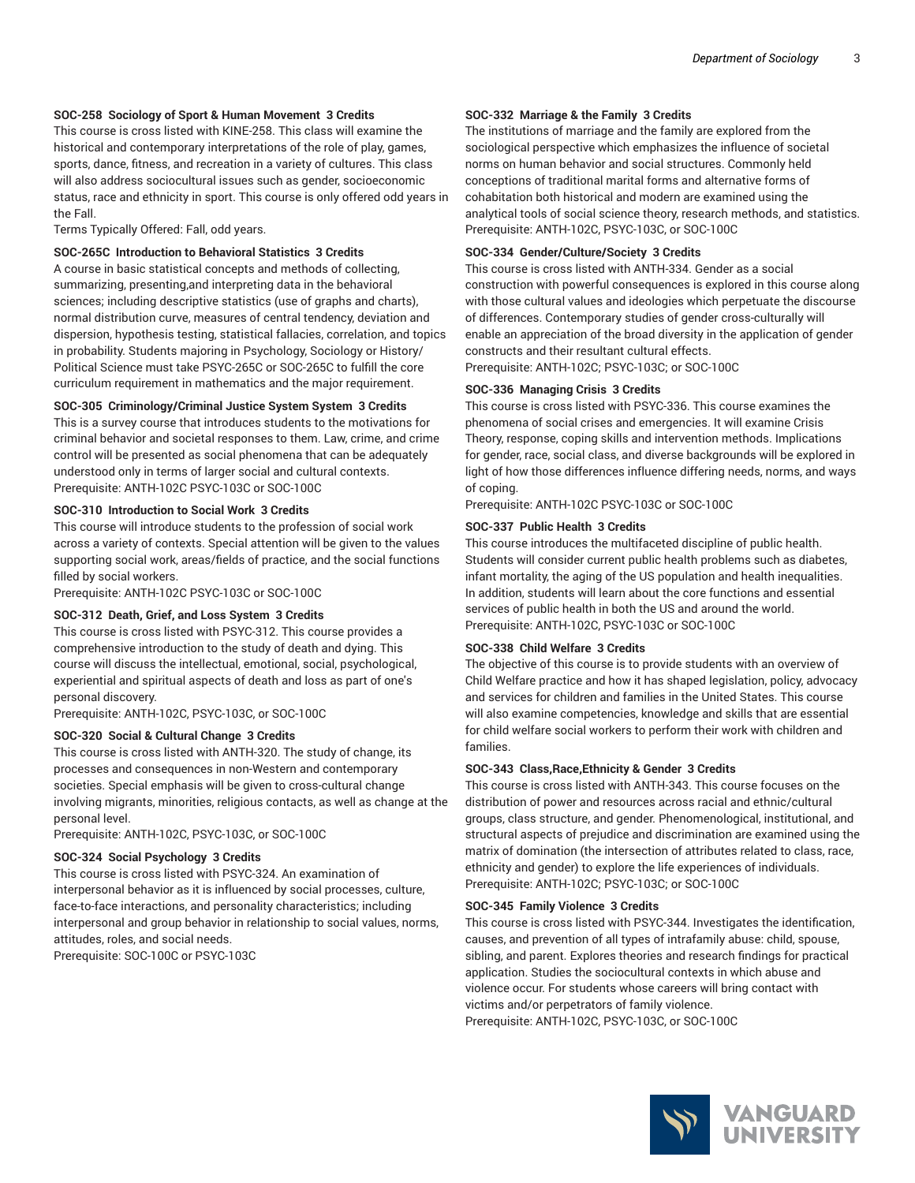**SOC-258 Sociology of Sport & Human Movement 3 Credits**

This course is cross listed with KINE-258. This class will examine the historical and contemporary interpretations of the role of play, games, sports, dance, fitness, and recreation in a variety of cultures. This class will also address sociocultural issues such as gender, socioeconomic status, race and ethnicity in sport. This course is only offered odd years in the Fall.

Terms Typically Offered: Fall, odd years.

**SOC-265C Introduction to Behavioral Statistics 3 Credits**

A course in basic statistical concepts and methods of collecting, summarizing, presenting,and interpreting data in the behavioral sciences; including descriptive statistics (use of graphs and charts), normal distribution curve, measures of central tendency, deviation and dispersion, hypothesis testing, statistical fallacies, correlation, and topics in probability. Students majoring in Psychology, Sociology or History/Political Science must take PSYC-265C or SOC-265C to fulfill the core curriculum requirement in mathematics and the major requirement.

**SOC-305 Criminology/Criminal Justice System System 3 Credits**

This is a survey course that introduces students to the motivations for criminal behavior and societal responses to them. Law, crime, and crime control will be presented as social phenomena that can be adequately understood only in terms of larger social and cultural contexts.

Prerequisite: ANTH-102C PSYC-103C or SOC-100C

**SOC-310 Introduction to Social Work 3 Credits**

This course will introduce students to the profession of social work across a variety of contexts. Special attention will be given to the values supporting social work, areas/fields of practice, and the social functions filled by social workers.

Prerequisite: ANTH-102C PSYC-103C or SOC-100C

**SOC-312 Death, Grief, and Loss System 3 Credits**

This course is cross listed with PSYC-312. This course provides a comprehensive introduction to the study of death and dying. This course will discuss the intellectual, emotional, social, psychological, experiential and spiritual aspects of death and loss as part of one's personal discovery.

Prerequisite: ANTH-102C, PSYC-103C, or SOC-100C

**SOC-320 Social & Cultural Change 3 Credits**

This course is cross listed with ANTH-320. The study of change, its processes and consequences in non-Western and contemporary societies. Special emphasis will be given to cross-cultural change involving migrants, minorities, religious contacts, as well as change at the personal level.

Prerequisite: ANTH-102C, PSYC-103C, or SOC-100C

**SOC-324 Social Psychology 3 Credits**

This course is cross listed with PSYC-324. An examination of interpersonal behavior as it is influenced by social processes, culture, face-to-face interactions, and personality characteristics; including interpersonal and group behavior in relationship to social values, norms, attitudes, roles, and social needs.

Prerequisite: SOC-100C or PSYC-103C

**SOC-332 Marriage & the Family 3 Credits**

The institutions of marriage and the family are explored from the sociological perspective which emphasizes the influence of societal norms on human behavior and social structures. Commonly held conceptions of traditional marital forms and alternative forms of cohabitation both historical and modern are examined using the analytical tools of social science theory, research methods, and statistics.

Prerequisite: ANTH-102C, PSYC-103C, or SOC-100C

**SOC-334 Gender/Culture/Society 3 Credits**

This course is cross listed with ANTH-334. Gender as a social construction with powerful consequences is explored in this course along with those cultural values and ideologies which perpetuate the discourse of differences. Contemporary studies of gender cross-culturally will enable an appreciation of the broad diversity in the application of gender constructs and their resultant cultural effects.

Prerequisite: ANTH-102C; PSYC-103C; or SOC-100C

**SOC-336 Managing Crisis 3 Credits**

This course is cross listed with PSYC-336. This course examines the phenomena of social crises and emergencies. It will examine Crisis Theory, response, coping skills and intervention methods. Implications for gender, race, social class, and diverse backgrounds will be explored in light of how those differences influence differing needs, norms, and ways of coping.

Prerequisite: ANTH-102C PSYC-103C or SOC-100C

**SOC-337 Public Health 3 Credits**

This course introduces the multifaceted discipline of public health. Students will consider current public health problems such as diabetes, infant mortality, the aging of the US population and health inequalities. In addition, students will learn about the core functions and essential services of public health in both the US and around the world.

Prerequisite: ANTH-102C, PSYC-103C or SOC-100C

**SOC-338 Child Welfare 3 Credits**

The objective of this course is to provide students with an overview of Child Welfare practice and how it has shaped legislation, policy, advocacy and services for children and families in the United States. This course will also examine competencies, knowledge and skills that are essential for child welfare social workers to perform their work with children and families.

**SOC-343 Class,Race,Ethnicity & Gender 3 Credits**

This course is cross listed with ANTH-343. This course focuses on the distribution of power and resources across racial and ethnic/cultural groups, class structure, and gender. Phenomenological, institutional, and structural aspects of prejudice and discrimination are examined using the matrix of domination (the intersection of attributes related to class, race, ethnicity and gender) to explore the life experiences of individuals.

Prerequisite: ANTH-102C; PSYC-103C; or SOC-100C

**SOC-345 Family Violence 3 Credits**

This course is cross listed with PSYC-344. Investigates the identification, causes, and prevention of all types of intrafamily abuse: child, spouse, sibling, and parent. Explores theories and research findings for practical application. Studies the sociocultural contexts in which abuse and violence occur. For students whose careers will bring contact with victims and/or perpetrators of family violence.

Prerequisite: ANTH-102C, PSYC-103C, or SOC-100C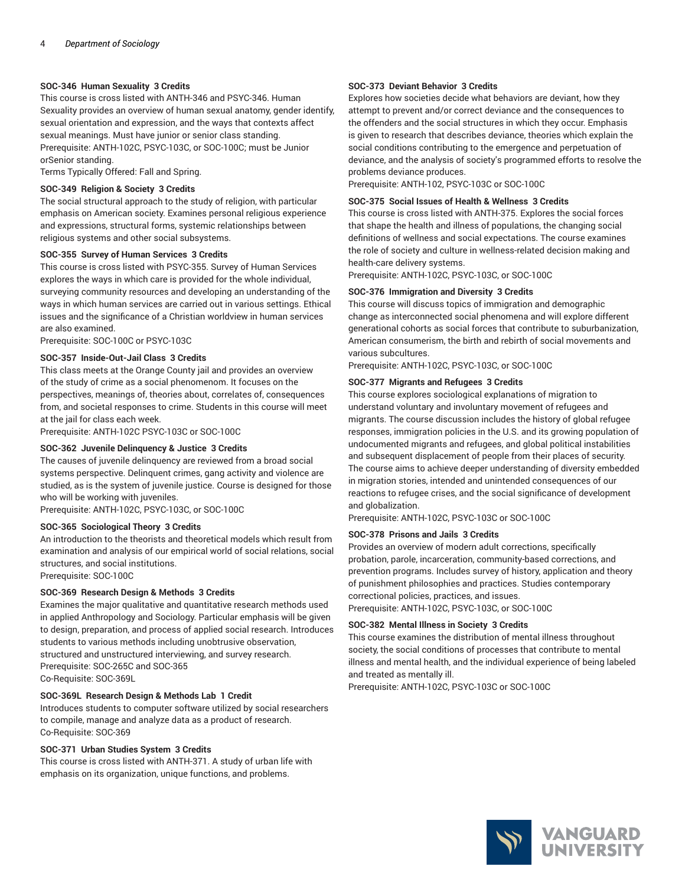**SOC-346 Human Sexuality 3 Credits**

This course is cross listed with ANTH-346 and PSYC-346. Human Sexuality provides an overview of human sexual anatomy, gender identify, sexual orientation and expression, and the ways that contexts affect sexual meanings. Must have junior or senior class standing.
Prerequisite: ANTH-102C, PSYC-103C, or SOC-100C; must be Junior orSenior standing.
Terms Typically Offered: Fall and Spring.

**SOC-349 Religion & Society 3 Credits**

The social structural approach to the study of religion, with particular emphasis on American society. Examines personal religious experience and expressions, structural forms, systemic relationships between religious systems and other social subsystems.

**SOC-355 Survey of Human Services 3 Credits**

This course is cross listed with PSYC-355. Survey of Human Services explores the ways in which care is provided for the whole individual, surveying community resources and developing an understanding of the ways in which human services are carried out in various settings. Ethical issues and the significance of a Christian worldview in human services are also examined.
Prerequisite: SOC-100C or PSYC-103C

**SOC-357 Inside-Out-Jail Class 3 Credits**

This class meets at the Orange County jail and provides an overview of the study of crime as a social phenomenom. It focuses on the perspectives, meanings of, theories about, correlates of, consequences from, and societal responses to crime. Students in this course will meet at the jail for class each week.
Prerequisite: ANTH-102C PSYC-103C or SOC-100C

**SOC-362 Juvenile Delinquency & Justice 3 Credits**

The causes of juvenile delinquency are reviewed from a broad social systems perspective. Delinquent crimes, gang activity and violence are studied, as is the system of juvenile justice. Course is designed for those who will be working with juveniles.
Prerequisite: ANTH-102C, PSYC-103C, or SOC-100C

**SOC-365 Sociological Theory 3 Credits**

An introduction to the theorists and theoretical models which result from examination and analysis of our empirical world of social relations, social structures, and social institutions.
Prerequisite: SOC-100C

**SOC-369 Research Design & Methods 3 Credits**

Examines the major qualitative and quantitative research methods used in applied Anthropology and Sociology. Particular emphasis will be given to design, preparation, and process of applied social research. Introduces students to various methods including unobtrusive observation, structured and unstructured interviewing, and survey research.
Prerequisite: SOC-265C and SOC-365
Co-Requisite: SOC-369L

**SOC-369L Research Design & Methods Lab 1 Credit**

Introduces students to computer software utilized by social researchers to compile, manage and analyze data as a product of research.
Co-Requisite: SOC-369

**SOC-371 Urban Studies System 3 Credits**

This course is cross listed with ANTH-371. A study of urban life with emphasis on its organization, unique functions, and problems.

**SOC-373 Deviant Behavior 3 Credits**

Explores how societies decide what behaviors are deviant, how they attempt to prevent and/or correct deviance and the consequences to the offenders and the social structures in which they occur. Emphasis is given to research that describes deviance, theories which explain the social conditions contributing to the emergence and perpetuation of deviance, and the analysis of society's programmed efforts to resolve the problems deviance produces.
Prerequisite: ANTH-102, PSYC-103C or SOC-100C

**SOC-375 Social Issues of Health & Wellness 3 Credits**

This course is cross listed with ANTH-375. Explores the social forces that shape the health and illness of populations, the changing social definitions of wellness and social expectations. The course examines the role of society and culture in wellness-related decision making and health-care delivery systems.
Prerequisite: ANTH-102C, PSYC-103C, or SOC-100C

**SOC-376 Immigration and Diversity 3 Credits**

This course will discuss topics of immigration and demographic change as interconnected social phenomena and will explore different generational cohorts as social forces that contribute to suburbanization, American consumerism, the birth and rebirth of social movements and various subcultures.
Prerequisite: ANTH-102C, PSYC-103C, or SOC-100C

**SOC-377 Migrants and Refugees 3 Credits**

This course explores sociological explanations of migration to understand voluntary and involuntary movement of refugees and migrants. The course discussion includes the history of global refugee responses, immigration policies in the U.S. and its growing population of undocumented migrants and refugees, and global political instabilities and subsequent displacement of people from their places of security. The course aims to achieve deeper understanding of diversity embedded in migration stories, intended and unintended consequences of our reactions to refugee crises, and the social significance of development and globalization.
Prerequisite: ANTH-102C, PSYC-103C or SOC-100C

**SOC-378 Prisons and Jails 3 Credits**

Provides an overview of modern adult corrections, specifically probation, parole, incarceration, community-based corrections, and prevention programs. Includes survey of history, application and theory of punishment philosophies and practices. Studies contemporary correctional policies, practices, and issues.
Prerequisite: ANTH-102C, PSYC-103C, or SOC-100C

**SOC-382 Mental Illness in Society 3 Credits**

This course examines the distribution of mental illness throughout society, the social conditions of processes that contribute to mental illness and mental health, and the individual experience of being labeled and treated as mentally ill.
Prerequisite: ANTH-102C, PSYC-103C or SOC-100C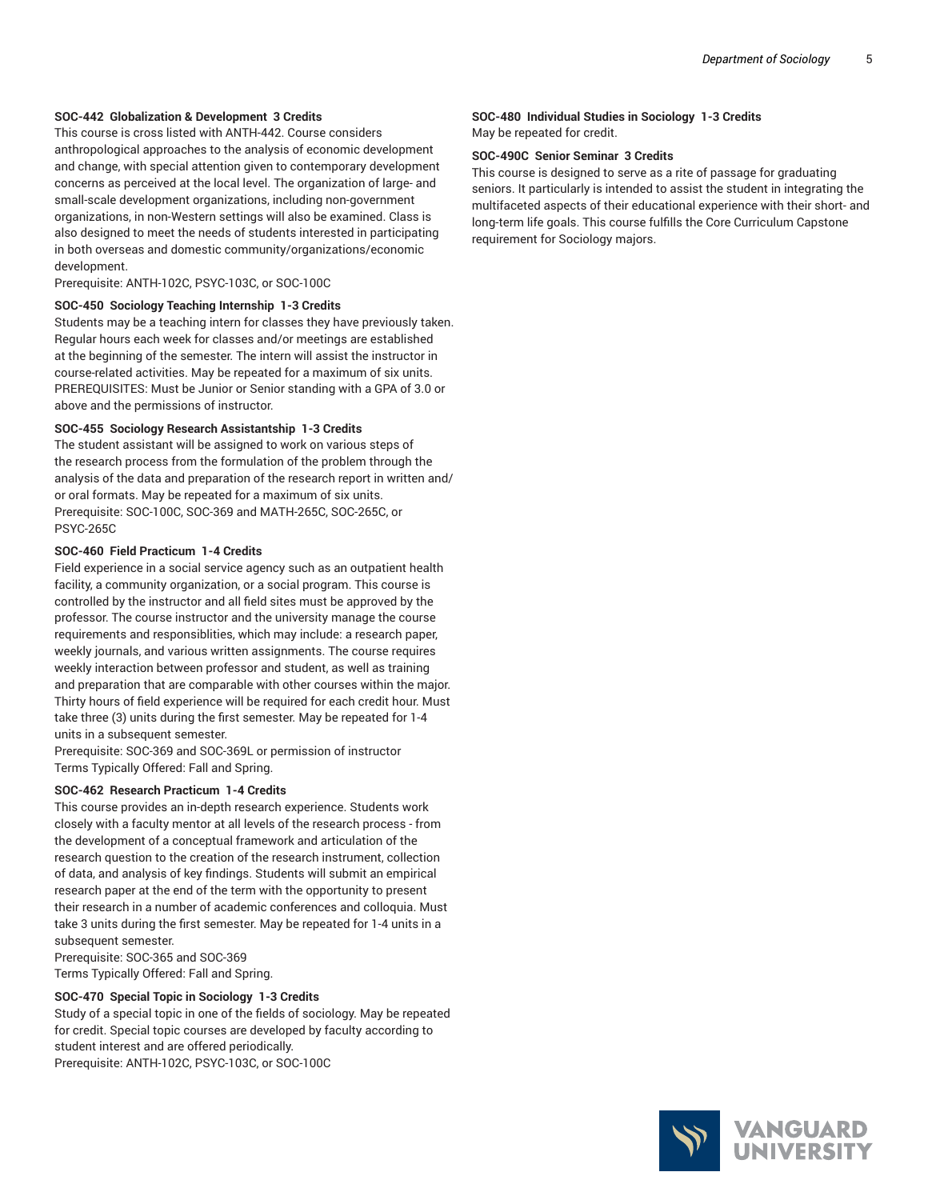#### SOC-442 Globalization & Development 3 Credits

This course is cross listed with ANTH-442. Course considers anthropological approaches to the analysis of economic development and change, with special attention given to contemporary development concerns as perceived at the local level. The organization of large- and small-scale development organizations, including non-government organizations, in non-Western settings will also be examined. Class is also designed to meet the needs of students interested in participating in both overseas and domestic community/organizations/economic development.

Prerequisite: ANTH-102C, PSYC-103C, or SOC-100C

#### SOC-450 Sociology Teaching Internship 1-3 Credits

Students may be a teaching intern for classes they have previously taken. Regular hours each week for classes and/or meetings are established at the beginning of the semester. The intern will assist the instructor in course-related activities. May be repeated for a maximum of six units. PREREQUISITES: Must be Junior or Senior standing with a GPA of 3.0 or above and the permissions of instructor.

#### SOC-455 Sociology Research Assistantship 1-3 Credits

The student assistant will be assigned to work on various steps of the research process from the formulation of the problem through the analysis of the data and preparation of the research report in written and/or oral formats. May be repeated for a maximum of six units.

Prerequisite: SOC-100C, SOC-369 and MATH-265C, SOC-265C, or PSYC-265C

#### SOC-460 Field Practicum 1-4 Credits

Field experience in a social service agency such as an outpatient health facility, a community organization, or a social program. This course is controlled by the instructor and all field sites must be approved by the professor. The course instructor and the university manage the course requirements and responsiblities, which may include: a research paper, weekly journals, and various written assignments. The course requires weekly interaction between professor and student, as well as training and preparation that are comparable with other courses within the major. Thirty hours of field experience will be required for each credit hour. Must take three (3) units during the first semester. May be repeated for 1-4 units in a subsequent semester.

Prerequisite: SOC-369 and SOC-369L or permission of instructor

Terms Typically Offered: Fall and Spring.

#### SOC-462 Research Practicum 1-4 Credits

This course provides an in-depth research experience. Students work closely with a faculty mentor at all levels of the research process - from the development of a conceptual framework and articulation of the research question to the creation of the research instrument, collection of data, and analysis of key findings. Students will submit an empirical research paper at the end of the term with the opportunity to present their research in a number of academic conferences and colloquia. Must take 3 units during the first semester. May be repeated for 1-4 units in a subsequent semester.

Prerequisite: SOC-365 and SOC-369

Terms Typically Offered: Fall and Spring.

#### SOC-470 Special Topic in Sociology 1-3 Credits

Study of a special topic in one of the fields of sociology. May be repeated for credit. Special topic courses are developed by faculty according to student interest and are offered periodically.

Prerequisite: ANTH-102C, PSYC-103C, or SOC-100C

#### SOC-480 Individual Studies in Sociology 1-3 Credits

May be repeated for credit.

#### SOC-490C Senior Seminar 3 Credits

This course is designed to serve as a rite of passage for graduating seniors. It particularly is intended to assist the student in integrating the multifaceted aspects of their educational experience with their short- and long-term life goals. This course fulfills the Core Curriculum Capstone requirement for Sociology majors.